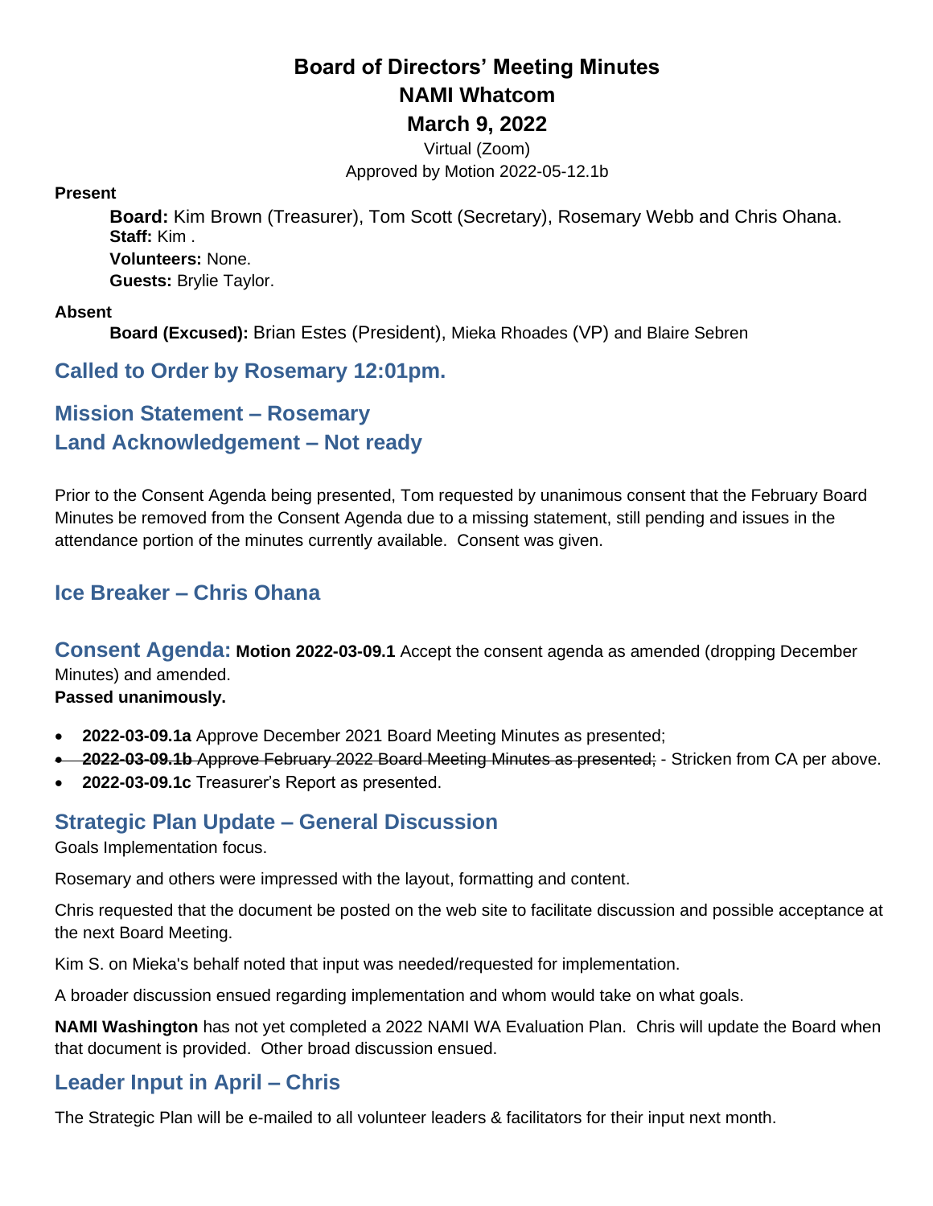# Board of Directors' Meeting Minutes
# NAMI Whatcom
# March 9, 2022

Virtual (Zoom)

Approved by Motion 2022-05-12.1b

**Present**

**Board:** Kim Brown (Treasurer), Tom Scott (Secretary), Rosemary Webb and Chris Ohana.
**Staff:** Kim .
**Volunteers:** None.
**Guests:** Brylie Taylor.

**Absent**

**Board (Excused):** Brian Estes (President), Mieka Rhoades (VP) and Blaire Sebren

## Called to Order by Rosemary 12:01pm.

## Mission Statement – Rosemary
## Land Acknowledgement – Not ready

Prior to the Consent Agenda being presented, Tom requested by unanimous consent that the February Board Minutes be removed from the Consent Agenda due to a missing statement, still pending and issues in the attendance portion of the minutes currently available. Consent was given.

## Ice Breaker – Chris Ohana

## Consent Agenda: **Motion 2022-03-09.1** Accept the consent agenda as amended (dropping December Minutes) and amended.

**Passed unanimously.**

- **2022-03-09.1a** Approve December 2021 Board Meeting Minutes as presented;
- ~~**2022-03-09.1b** Approve February 2022 Board Meeting Minutes as presented;~~ - Stricken from CA per above.
- **2022-03-09.1c** Treasurer's Report as presented.

## Strategic Plan Update – General Discussion

Goals Implementation focus.

Rosemary and others were impressed with the layout, formatting and content.

Chris requested that the document be posted on the web site to facilitate discussion and possible acceptance at the next Board Meeting.

Kim S. on Mieka's behalf noted that input was needed/requested for implementation.

A broader discussion ensued regarding implementation and whom would take on what goals.

**NAMI Washington** has not yet completed a 2022 NAMI WA Evaluation Plan. Chris will update the Board when that document is provided. Other broad discussion ensued.

## Leader Input in April – Chris

The Strategic Plan will be e-mailed to all volunteer leaders & facilitators for their input next month.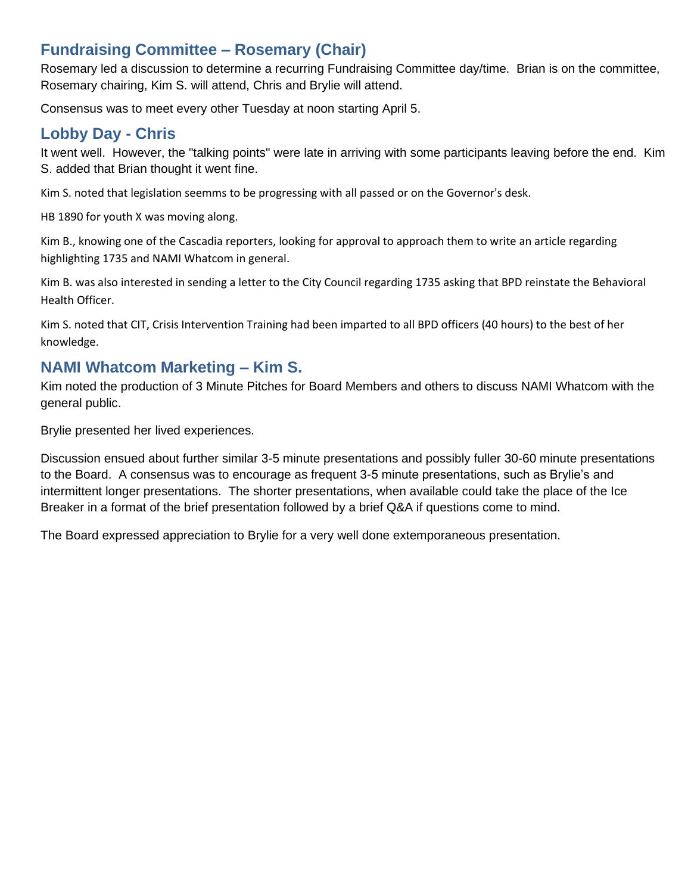## Fundraising Committee – Rosemary (Chair)

Rosemary led a discussion to determine a recurring Fundraising Committee day/time. Brian is on the committee, Rosemary chairing, Kim S. will attend, Chris and Brylie will attend.

Consensus was to meet every other Tuesday at noon starting April 5.

## Lobby Day - Chris

It went well. However, the "talking points" were late in arriving with some participants leaving before the end. Kim S. added that Brian thought it went fine.

Kim S. noted that legislation seemms to be progressing with all passed or on the Governor's desk.

HB 1890 for youth X was moving along.

Kim B., knowing one of the Cascadia reporters, looking for approval to approach them to write an article regarding highlighting 1735 and NAMI Whatcom in general.

Kim B. was also interested in sending a letter to the City Council regarding 1735 asking that BPD reinstate the Behavioral Health Officer.

Kim S. noted that CIT, Crisis Intervention Training had been imparted to all BPD officers (40 hours) to the best of her knowledge.

## NAMI Whatcom Marketing – Kim S.

Kim noted the production of 3 Minute Pitches for Board Members and others to discuss NAMI Whatcom with the general public.

Brylie presented her lived experiences.

Discussion ensued about further similar 3-5 minute presentations and possibly fuller 30-60 minute presentations to the Board. A consensus was to encourage as frequent 3-5 minute presentations, such as Brylie's and intermittent longer presentations. The shorter presentations, when available could take the place of the Ice Breaker in a format of the brief presentation followed by a brief Q&A if questions come to mind.

The Board expressed appreciation to Brylie for a very well done extemporaneous presentation.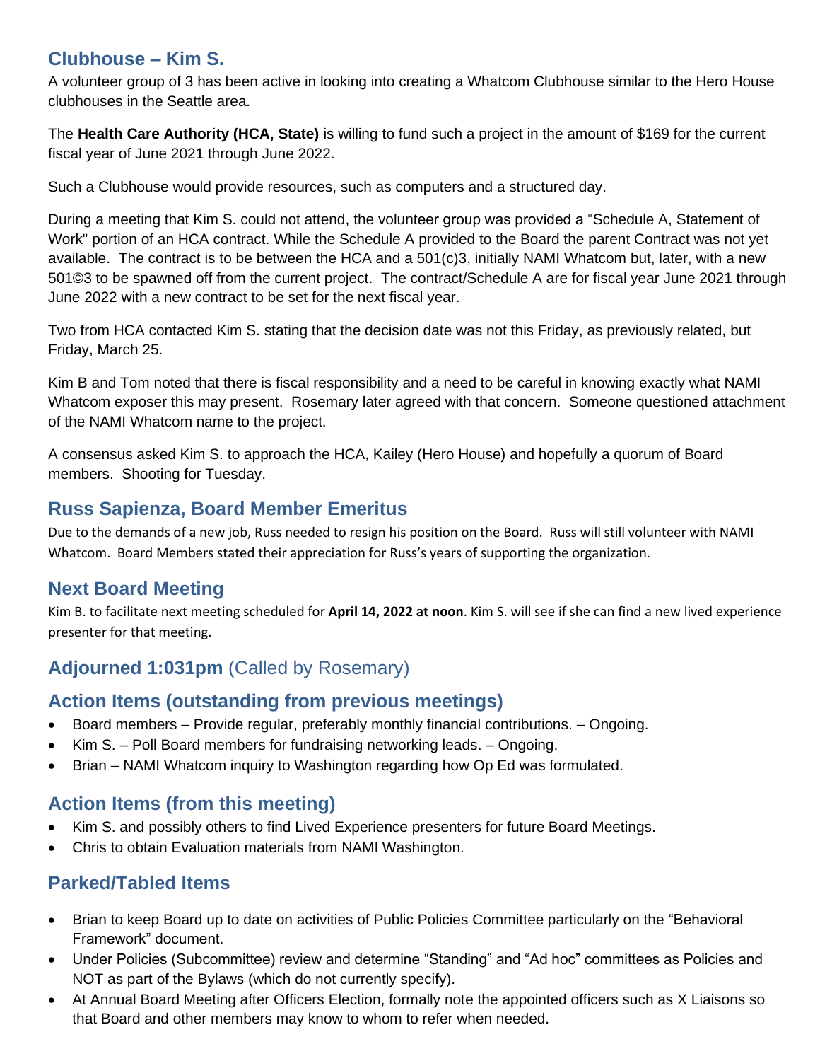## Clubhouse – Kim S.

A volunteer group of 3 has been active in looking into creating a Whatcom Clubhouse similar to the Hero House clubhouses in the Seattle area.

The **Health Care Authority (HCA, State)** is willing to fund such a project in the amount of $169 for the current fiscal year of June 2021 through June 2022.

Such a Clubhouse would provide resources, such as computers and a structured day.

During a meeting that Kim S. could not attend, the volunteer group was provided a "Schedule A, Statement of Work" portion of an HCA contract. While the Schedule A provided to the Board the parent Contract was not yet available. The contract is to be between the HCA and a 501(c)3, initially NAMI Whatcom but, later, with a new 501©3 to be spawned off from the current project. The contract/Schedule A are for fiscal year June 2021 through June 2022 with a new contract to be set for the next fiscal year.

Two from HCA contacted Kim S. stating that the decision date was not this Friday, as previously related, but Friday, March 25.

Kim B and Tom noted that there is fiscal responsibility and a need to be careful in knowing exactly what NAMI Whatcom exposer this may present. Rosemary later agreed with that concern. Someone questioned attachment of the NAMI Whatcom name to the project.

A consensus asked Kim S. to approach the HCA, Kailey (Hero House) and hopefully a quorum of Board members. Shooting for Tuesday.

## Russ Sapienza, Board Member Emeritus

Due to the demands of a new job, Russ needed to resign his position on the Board. Russ will still volunteer with NAMI Whatcom. Board Members stated their appreciation for Russ's years of supporting the organization.

## Next Board Meeting

Kim B. to facilitate next meeting scheduled for **April 14, 2022 at noon**. Kim S. will see if she can find a new lived experience presenter for that meeting.

## **Adjourned 1:031pm** (Called by Rosemary)

## Action Items (outstanding from previous meetings)

- Board members – Provide regular, preferably monthly financial contributions. – Ongoing.
- Kim S. – Poll Board members for fundraising networking leads. – Ongoing.
- Brian – NAMI Whatcom inquiry to Washington regarding how Op Ed was formulated.

## Action Items (from this meeting)

- Kim S. and possibly others to find Lived Experience presenters for future Board Meetings.
- Chris to obtain Evaluation materials from NAMI Washington.

## Parked/Tabled Items

- Brian to keep Board up to date on activities of Public Policies Committee particularly on the "Behavioral Framework" document.
- Under Policies (Subcommittee) review and determine "Standing" and "Ad hoc" committees as Policies and NOT as part of the Bylaws (which do not currently specify).
- At Annual Board Meeting after Officers Election, formally note the appointed officers such as X Liaisons so that Board and other members may know to whom to refer when needed.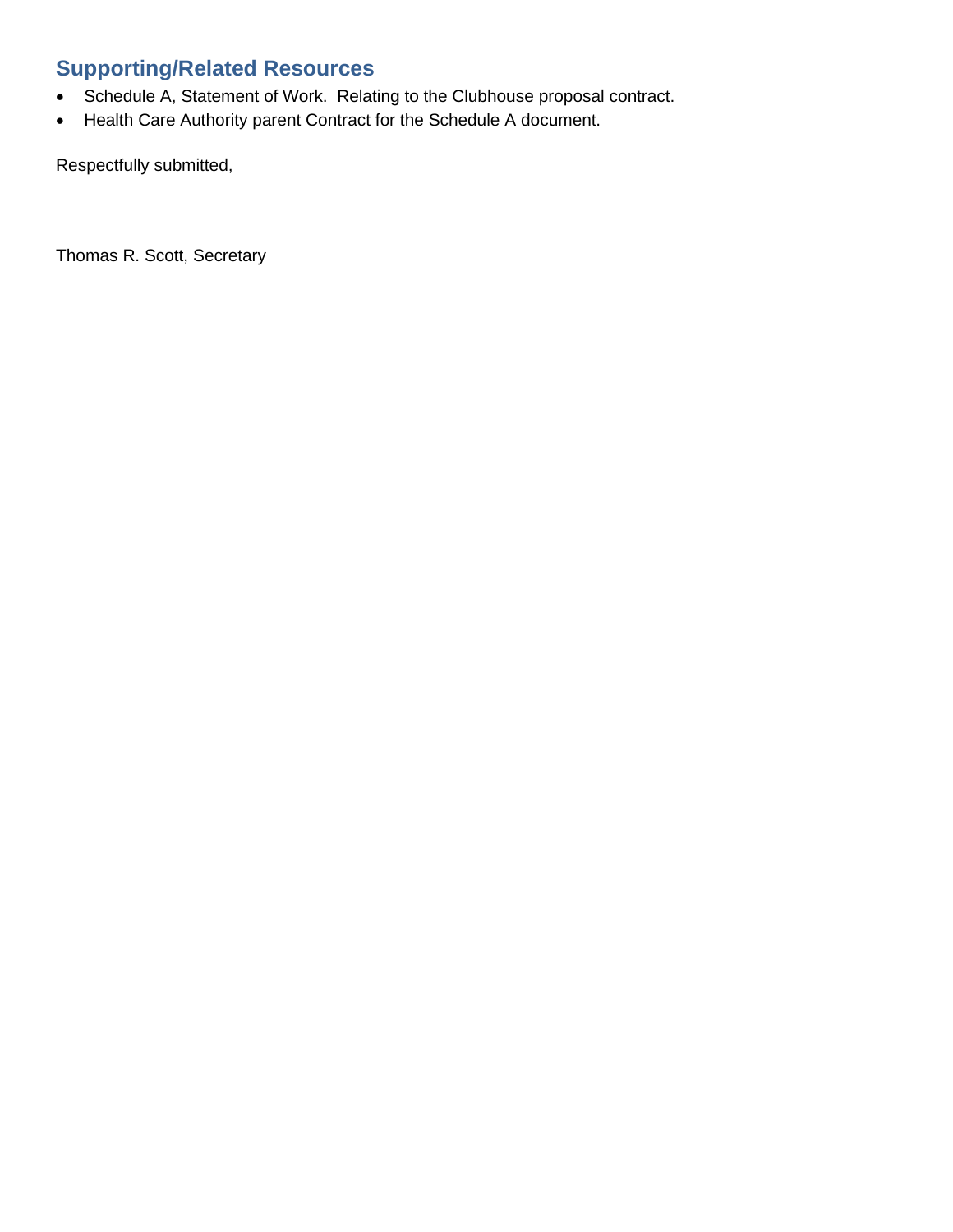## Supporting/Related Resources

- Schedule A, Statement of Work.  Relating to the Clubhouse proposal contract.
- Health Care Authority parent Contract for the Schedule A document.

Respectfully submitted,

Thomas R. Scott, Secretary